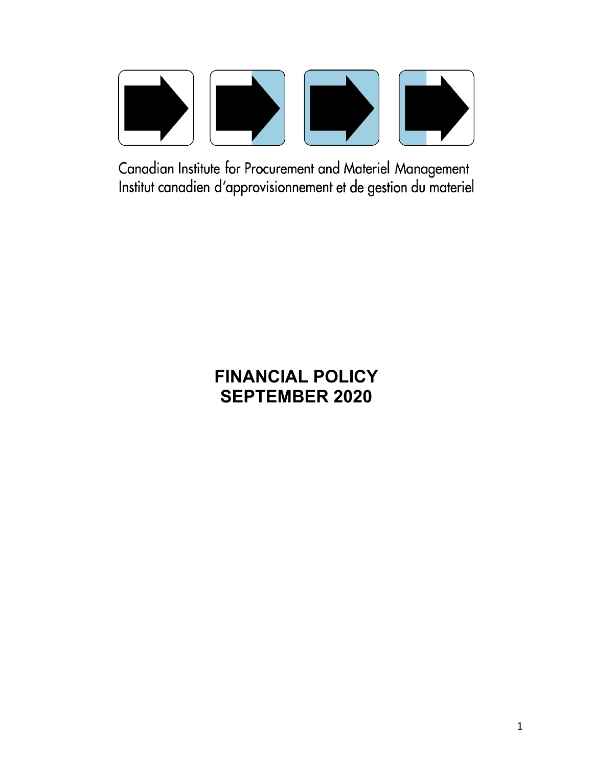Canadian Institute for Procurement and Materiel Management
Institut canadien d'approvisionnement et de gestion du materiel

# FINANCIAL POLICY
# SEPTEMBER 2020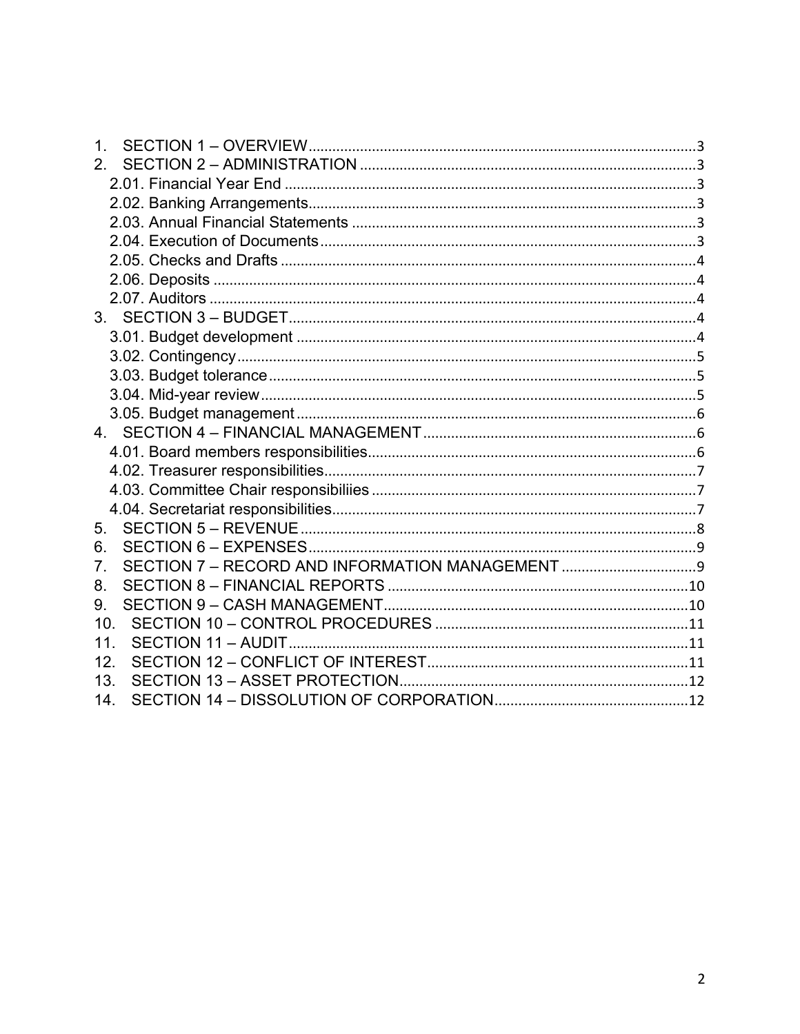1. SECTION 1 – OVERVIEW ........................................................................................ 3
2. SECTION 2 – ADMINISTRATION ........................................................................... 3
   - 2.01. Financial Year End ........................................................................................ 3
   - 2.02. Banking Arrangements.................................................................................. 3
   - 2.03. Annual Financial Statements ......................................................................... 3
   - 2.04. Execution of Documents................................................................................ 3
   - 2.05. Checks and Drafts ......................................................................................... 4
   - 2.06. Deposits ........................................................................................................ 4
   - 2.07. Auditors ......................................................................................................... 4
3. SECTION 3 – BUDGET............................................................................................ 4
   - 3.01. Budget development ...................................................................................... 4
   - 3.02. Contingency................................................................................................... 5
   - 3.03. Budget tolerance............................................................................................ 5
   - 3.04. Mid-year review.............................................................................................. 5
   - 3.05. Budget management ..................................................................................... 6
4. SECTION 4 – FINANCIAL MANAGEMENT ............................................................. 6
   - 4.01. Board members responsibilities..................................................................... 6
   - 4.02. Treasurer responsibilities............................................................................... 7
   - 4.03. Committee Chair responsibiliies .................................................................... 7
   - 4.04. Secretariat responsibilities............................................................................. 7
5. SECTION 5 – REVENUE .......................................................................................... 8
6. SECTION 6 – EXPENSES......................................................................................... 9
7. SECTION 7 – RECORD AND INFORMATION MANAGEMENT ............................. 9
8. SECTION 8 – FINANCIAL REPORTS ..................................................................... 10
9. SECTION 9 – CASH MANAGEMENT...................................................................... 10
10. SECTION 10 – CONTROL PROCEDURES ............................................................ 11
11. SECTION 11 – AUDIT............................................................................................ 11
12. SECTION 12 – CONFLICT OF INTEREST............................................................. 11
13. SECTION 13 – ASSET PROTECTION.................................................................... 12
14. SECTION 14 – DISSOLUTION OF CORPORATION............................................. 12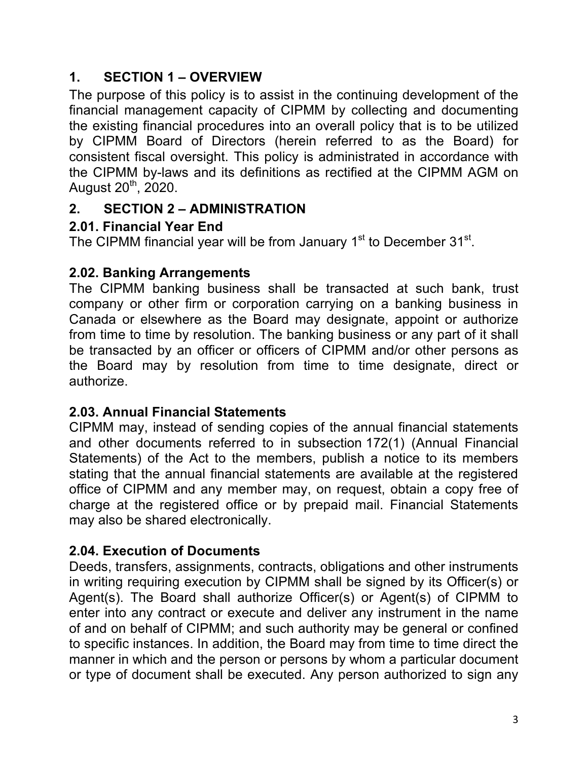# 1. SECTION 1 – OVERVIEW

The purpose of this policy is to assist in the continuing development of the financial management capacity of CIPMM by collecting and documenting the existing financial procedures into an overall policy that is to be utilized by CIPMM Board of Directors (herein referred to as the Board) for consistent fiscal oversight. This policy is administrated in accordance with the CIPMM by-laws and its definitions as rectified at the CIPMM AGM on August 20th, 2020.

# 2. SECTION 2 – ADMINISTRATION

## 2.01. Financial Year End

The CIPMM financial year will be from January 1st to December 31st.

## 2.02. Banking Arrangements

The CIPMM banking business shall be transacted at such bank, trust company or other firm or corporation carrying on a banking business in Canada or elsewhere as the Board may designate, appoint or authorize from time to time by resolution. The banking business or any part of it shall be transacted by an officer or officers of CIPMM and/or other persons as the Board may by resolution from time to time designate, direct or authorize.

## 2.03. Annual Financial Statements

CIPMM may, instead of sending copies of the annual financial statements and other documents referred to in subsection 172(1) (Annual Financial Statements) of the Act to the members, publish a notice to its members stating that the annual financial statements are available at the registered office of CIPMM and any member may, on request, obtain a copy free of charge at the registered office or by prepaid mail. Financial Statements may also be shared electronically.

## 2.04. Execution of Documents

Deeds, transfers, assignments, contracts, obligations and other instruments in writing requiring execution by CIPMM shall be signed by its Officer(s) or Agent(s). The Board shall authorize Officer(s) or Agent(s) of CIPMM to enter into any contract or execute and deliver any instrument in the name of and on behalf of CIPMM; and such authority may be general or confined to specific instances. In addition, the Board may from time to time direct the manner in which and the person or persons by whom a particular document or type of document shall be executed. Any person authorized to sign any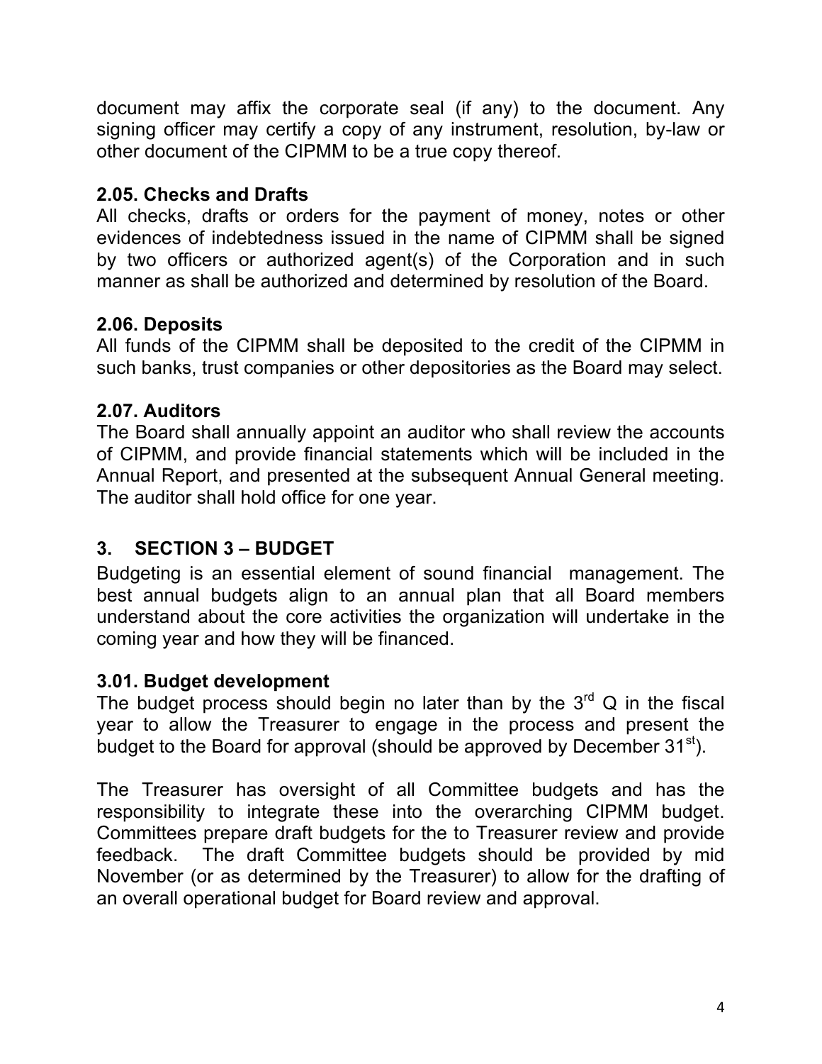document may affix the corporate seal (if any) to the document. Any signing officer may certify a copy of any instrument, resolution, by-law or other document of the CIPMM to be a true copy thereof.

### 2.05. Checks and Drafts

All checks, drafts or orders for the payment of money, notes or other evidences of indebtedness issued in the name of CIPMM shall be signed by two officers or authorized agent(s) of the Corporation and in such manner as shall be authorized and determined by resolution of the Board.

### 2.06. Deposits

All funds of the CIPMM shall be deposited to the credit of the CIPMM in such banks, trust companies or other depositories as the Board may select.

### 2.07. Auditors

The Board shall annually appoint an auditor who shall review the accounts of CIPMM, and provide financial statements which will be included in the Annual Report, and presented at the subsequent Annual General meeting. The auditor shall hold office for one year.

## 3. SECTION 3 – BUDGET

Budgeting is an essential element of sound financial management. The best annual budgets align to an annual plan that all Board members understand about the core activities the organization will undertake in the coming year and how they will be financed.

### 3.01. Budget development

The budget process should begin no later than by the 3rd Q in the fiscal year to allow the Treasurer to engage in the process and present the budget to the Board for approval (should be approved by December 31st).

The Treasurer has oversight of all Committee budgets and has the responsibility to integrate these into the overarching CIPMM budget. Committees prepare draft budgets for the to Treasurer review and provide feedback. The draft Committee budgets should be provided by mid November (or as determined by the Treasurer) to allow for the drafting of an overall operational budget for Board review and approval.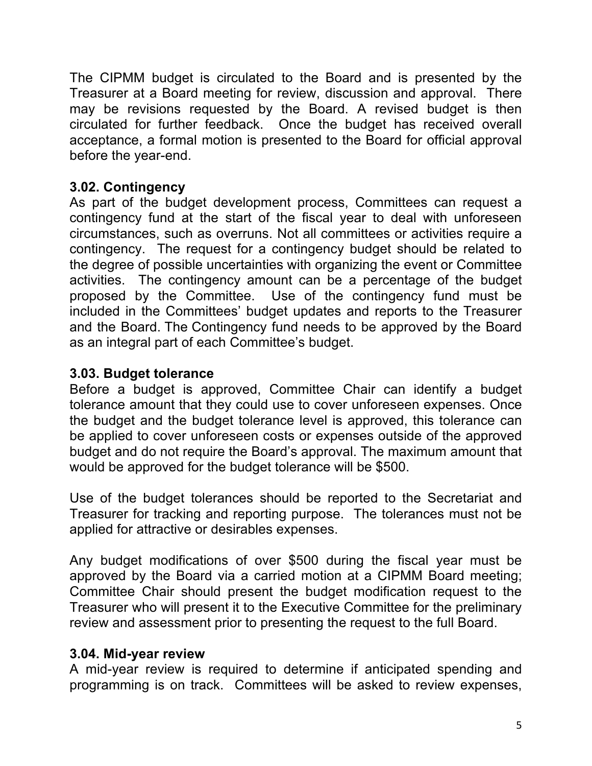The CIPMM budget is circulated to the Board and is presented by the Treasurer at a Board meeting for review, discussion and approval. There may be revisions requested by the Board. A revised budget is then circulated for further feedback. Once the budget has received overall acceptance, a formal motion is presented to the Board for official approval before the year-end.

### 3.02. Contingency

As part of the budget development process, Committees can request a contingency fund at the start of the fiscal year to deal with unforeseen circumstances, such as overruns. Not all committees or activities require a contingency. The request for a contingency budget should be related to the degree of possible uncertainties with organizing the event or Committee activities. The contingency amount can be a percentage of the budget proposed by the Committee. Use of the contingency fund must be included in the Committees' budget updates and reports to the Treasurer and the Board. The Contingency fund needs to be approved by the Board as an integral part of each Committee's budget.

### 3.03. Budget tolerance

Before a budget is approved, Committee Chair can identify a budget tolerance amount that they could use to cover unforeseen expenses. Once the budget and the budget tolerance level is approved, this tolerance can be applied to cover unforeseen costs or expenses outside of the approved budget and do not require the Board's approval. The maximum amount that would be approved for the budget tolerance will be $500.

Use of the budget tolerances should be reported to the Secretariat and Treasurer for tracking and reporting purpose. The tolerances must not be applied for attractive or desirables expenses.

Any budget modifications of over $500 during the fiscal year must be approved by the Board via a carried motion at a CIPMM Board meeting; Committee Chair should present the budget modification request to the Treasurer who will present it to the Executive Committee for the preliminary review and assessment prior to presenting the request to the full Board.

### 3.04. Mid-year review

A mid-year review is required to determine if anticipated spending and programming is on track. Committees will be asked to review expenses,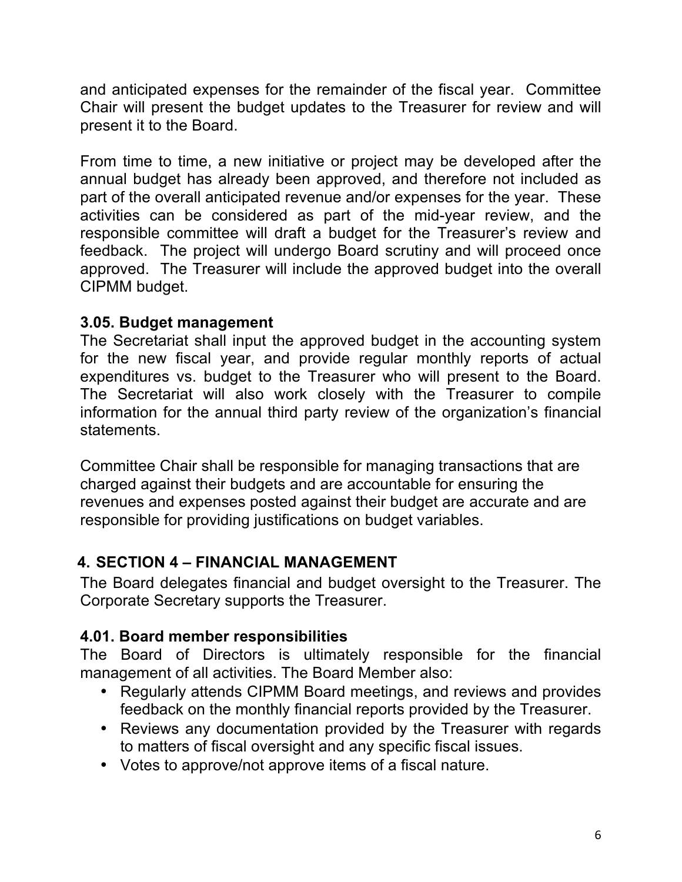and anticipated expenses for the remainder of the fiscal year. Committee Chair will present the budget updates to the Treasurer for review and will present it to the Board.

From time to time, a new initiative or project may be developed after the annual budget has already been approved, and therefore not included as part of the overall anticipated revenue and/or expenses for the year. These activities can be considered as part of the mid-year review, and the responsible committee will draft a budget for the Treasurer's review and feedback. The project will undergo Board scrutiny and will proceed once approved. The Treasurer will include the approved budget into the overall CIPMM budget.

### 3.05. Budget management

The Secretariat shall input the approved budget in the accounting system for the new fiscal year, and provide regular monthly reports of actual expenditures vs. budget to the Treasurer who will present to the Board. The Secretariat will also work closely with the Treasurer to compile information for the annual third party review of the organization's financial statements.

Committee Chair shall be responsible for managing transactions that are charged against their budgets and are accountable for ensuring the revenues and expenses posted against their budget are accurate and are responsible for providing justifications on budget variables.

## 4. SECTION 4 – FINANCIAL MANAGEMENT

The Board delegates financial and budget oversight to the Treasurer. The Corporate Secretary supports the Treasurer.

### 4.01. Board member responsibilities

The Board of Directors is ultimately responsible for the financial management of all activities. The Board Member also:

- Regularly attends CIPMM Board meetings, and reviews and provides feedback on the monthly financial reports provided by the Treasurer.
- Reviews any documentation provided by the Treasurer with regards to matters of fiscal oversight and any specific fiscal issues.
- Votes to approve/not approve items of a fiscal nature.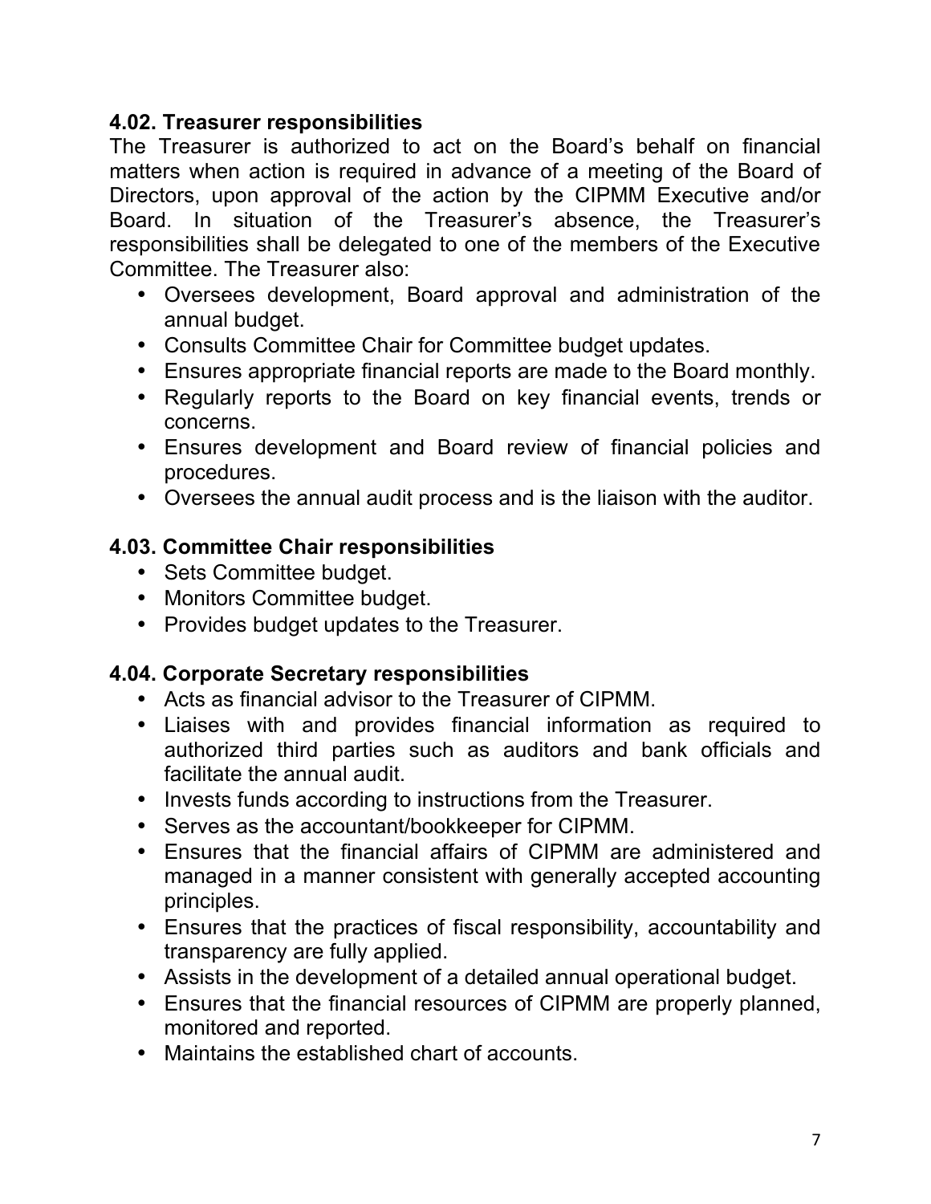### 4.02. Treasurer responsibilities

The Treasurer is authorized to act on the Board's behalf on financial matters when action is required in advance of a meeting of the Board of Directors, upon approval of the action by the CIPMM Executive and/or Board. In situation of the Treasurer's absence, the Treasurer's responsibilities shall be delegated to one of the members of the Executive Committee. The Treasurer also:

- Oversees development, Board approval and administration of the annual budget.
- Consults Committee Chair for Committee budget updates.
- Ensures appropriate financial reports are made to the Board monthly.
- Regularly reports to the Board on key financial events, trends or concerns.
- Ensures development and Board review of financial policies and procedures.
- Oversees the annual audit process and is the liaison with the auditor.

### 4.03. Committee Chair responsibilities

- Sets Committee budget.
- Monitors Committee budget.
- Provides budget updates to the Treasurer.

### 4.04. Corporate Secretary responsibilities

- Acts as financial advisor to the Treasurer of CIPMM.
- Liaises with and provides financial information as required to authorized third parties such as auditors and bank officials and facilitate the annual audit.
- Invests funds according to instructions from the Treasurer.
- Serves as the accountant/bookkeeper for CIPMM.
- Ensures that the financial affairs of CIPMM are administered and managed in a manner consistent with generally accepted accounting principles.
- Ensures that the practices of fiscal responsibility, accountability and transparency are fully applied.
- Assists in the development of a detailed annual operational budget.
- Ensures that the financial resources of CIPMM are properly planned, monitored and reported.
- Maintains the established chart of accounts.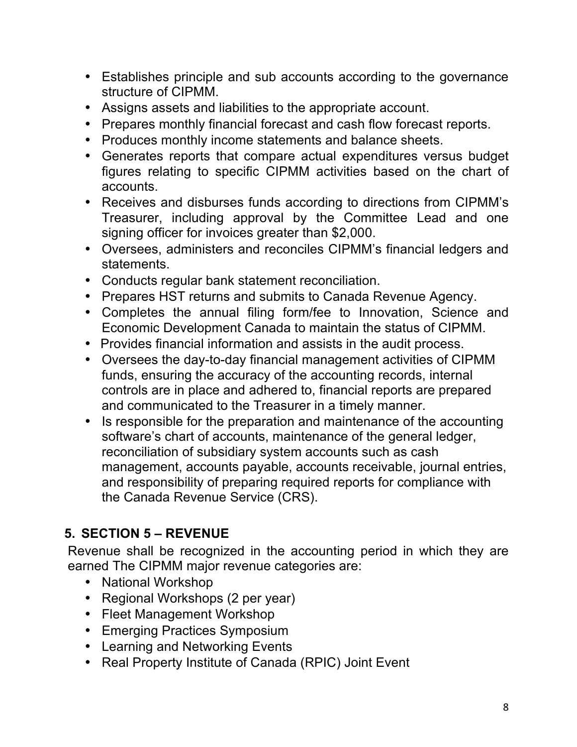- Establishes principle and sub accounts according to the governance structure of CIPMM.
- Assigns assets and liabilities to the appropriate account.
- Prepares monthly financial forecast and cash flow forecast reports.
- Produces monthly income statements and balance sheets.
- Generates reports that compare actual expenditures versus budget figures relating to specific CIPMM activities based on the chart of accounts.
- Receives and disburses funds according to directions from CIPMM's Treasurer, including approval by the Committee Lead and one signing officer for invoices greater than $2,000.
- Oversees, administers and reconciles CIPMM's financial ledgers and statements.
- Conducts regular bank statement reconciliation.
- Prepares HST returns and submits to Canada Revenue Agency.
- Completes the annual filing form/fee to Innovation, Science and Economic Development Canada to maintain the status of CIPMM.
- Provides financial information and assists in the audit process.
- Oversees the day-to-day financial management activities of CIPMM funds, ensuring the accuracy of the accounting records, internal controls are in place and adhered to, financial reports are prepared and communicated to the Treasurer in a timely manner.
- Is responsible for the preparation and maintenance of the accounting software's chart of accounts, maintenance of the general ledger, reconciliation of subsidiary system accounts such as cash management, accounts payable, accounts receivable, journal entries, and responsibility of preparing required reports for compliance with the Canada Revenue Service (CRS).

## 5. SECTION 5 – REVENUE

Revenue shall be recognized in the accounting period in which they are earned The CIPMM major revenue categories are:

- National Workshop
- Regional Workshops (2 per year)
- Fleet Management Workshop
- Emerging Practices Symposium
- Learning and Networking Events
- Real Property Institute of Canada (RPIC) Joint Event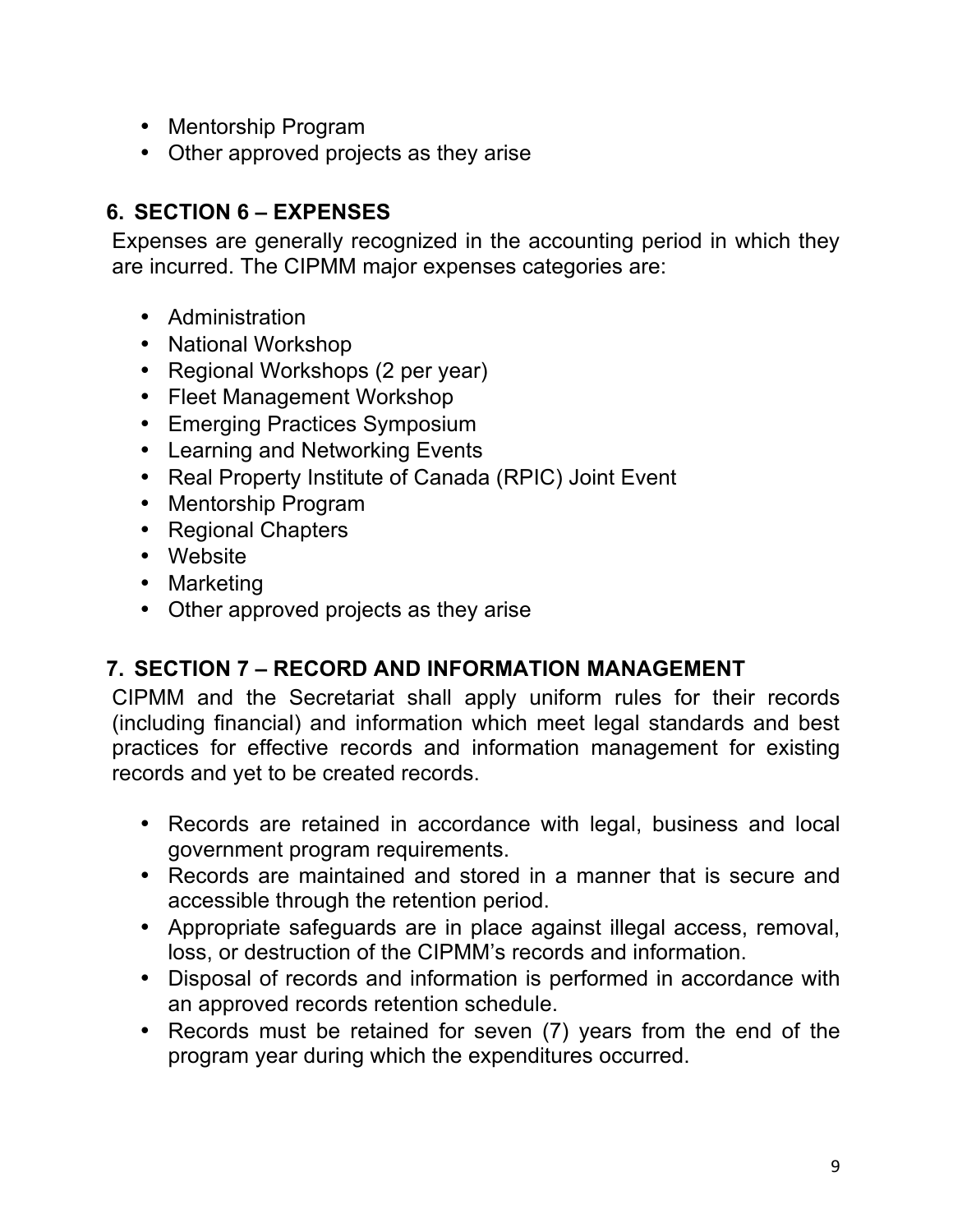- Mentorship Program
- Other approved projects as they arise

## 6. SECTION 6 – EXPENSES

Expenses are generally recognized in the accounting period in which they are incurred. The CIPMM major expenses categories are:

- Administration
- National Workshop
- Regional Workshops (2 per year)
- Fleet Management Workshop
- Emerging Practices Symposium
- Learning and Networking Events
- Real Property Institute of Canada (RPIC) Joint Event
- Mentorship Program
- Regional Chapters
- Website
- Marketing
- Other approved projects as they arise

## 7. SECTION 7 – RECORD AND INFORMATION MANAGEMENT

CIPMM and the Secretariat shall apply uniform rules for their records (including financial) and information which meet legal standards and best practices for effective records and information management for existing records and yet to be created records.

- Records are retained in accordance with legal, business and local government program requirements.
- Records are maintained and stored in a manner that is secure and accessible through the retention period.
- Appropriate safeguards are in place against illegal access, removal, loss, or destruction of the CIPMM's records and information.
- Disposal of records and information is performed in accordance with an approved records retention schedule.
- Records must be retained for seven (7) years from the end of the program year during which the expenditures occurred.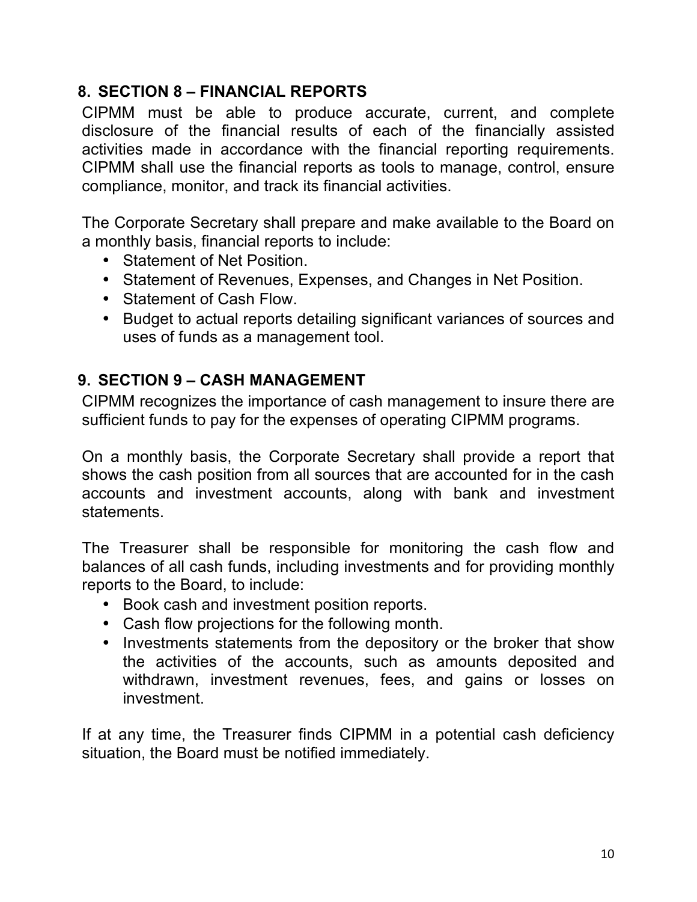## 8. SECTION 8 – FINANCIAL REPORTS

CIPMM must be able to produce accurate, current, and complete disclosure of the financial results of each of the financially assisted activities made in accordance with the financial reporting requirements. CIPMM shall use the financial reports as tools to manage, control, ensure compliance, monitor, and track its financial activities.

The Corporate Secretary shall prepare and make available to the Board on a monthly basis, financial reports to include:

- Statement of Net Position.
- Statement of Revenues, Expenses, and Changes in Net Position.
- Statement of Cash Flow.
- Budget to actual reports detailing significant variances of sources and uses of funds as a management tool.

## 9. SECTION 9 – CASH MANAGEMENT

CIPMM recognizes the importance of cash management to insure there are sufficient funds to pay for the expenses of operating CIPMM programs.

On a monthly basis, the Corporate Secretary shall provide a report that shows the cash position from all sources that are accounted for in the cash accounts and investment accounts, along with bank and investment statements.

The Treasurer shall be responsible for monitoring the cash flow and balances of all cash funds, including investments and for providing monthly reports to the Board, to include:

- Book cash and investment position reports.
- Cash flow projections for the following month.
- Investments statements from the depository or the broker that show the activities of the accounts, such as amounts deposited and withdrawn, investment revenues, fees, and gains or losses on investment.

If at any time, the Treasurer finds CIPMM in a potential cash deficiency situation, the Board must be notified immediately.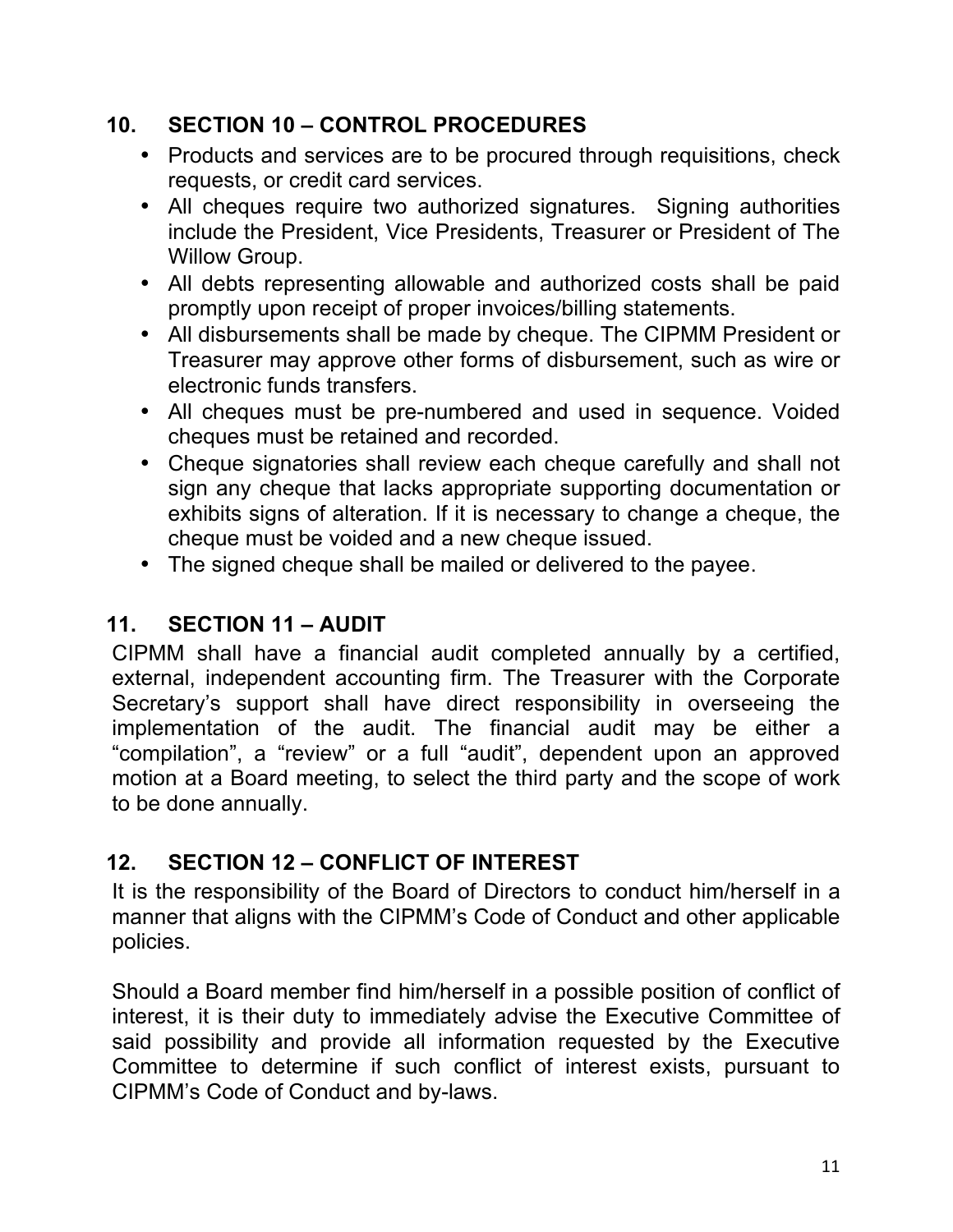## 10. SECTION 10 – CONTROL PROCEDURES

- Products and services are to be procured through requisitions, check requests, or credit card services.
- All cheques require two authorized signatures. Signing authorities include the President, Vice Presidents, Treasurer or President of The Willow Group.
- All debts representing allowable and authorized costs shall be paid promptly upon receipt of proper invoices/billing statements.
- All disbursements shall be made by cheque. The CIPMM President or Treasurer may approve other forms of disbursement, such as wire or electronic funds transfers.
- All cheques must be pre-numbered and used in sequence. Voided cheques must be retained and recorded.
- Cheque signatories shall review each cheque carefully and shall not sign any cheque that lacks appropriate supporting documentation or exhibits signs of alteration. If it is necessary to change a cheque, the cheque must be voided and a new cheque issued.
- The signed cheque shall be mailed or delivered to the payee.

## 11. SECTION 11 – AUDIT

CIPMM shall have a financial audit completed annually by a certified, external, independent accounting firm. The Treasurer with the Corporate Secretary's support shall have direct responsibility in overseeing the implementation of the audit. The financial audit may be either a "compilation", a "review" or a full "audit", dependent upon an approved motion at a Board meeting, to select the third party and the scope of work to be done annually.

## 12. SECTION 12 – CONFLICT OF INTEREST

It is the responsibility of the Board of Directors to conduct him/herself in a manner that aligns with the CIPMM's Code of Conduct and other applicable policies.

Should a Board member find him/herself in a possible position of conflict of interest, it is their duty to immediately advise the Executive Committee of said possibility and provide all information requested by the Executive Committee to determine if such conflict of interest exists, pursuant to CIPMM's Code of Conduct and by-laws.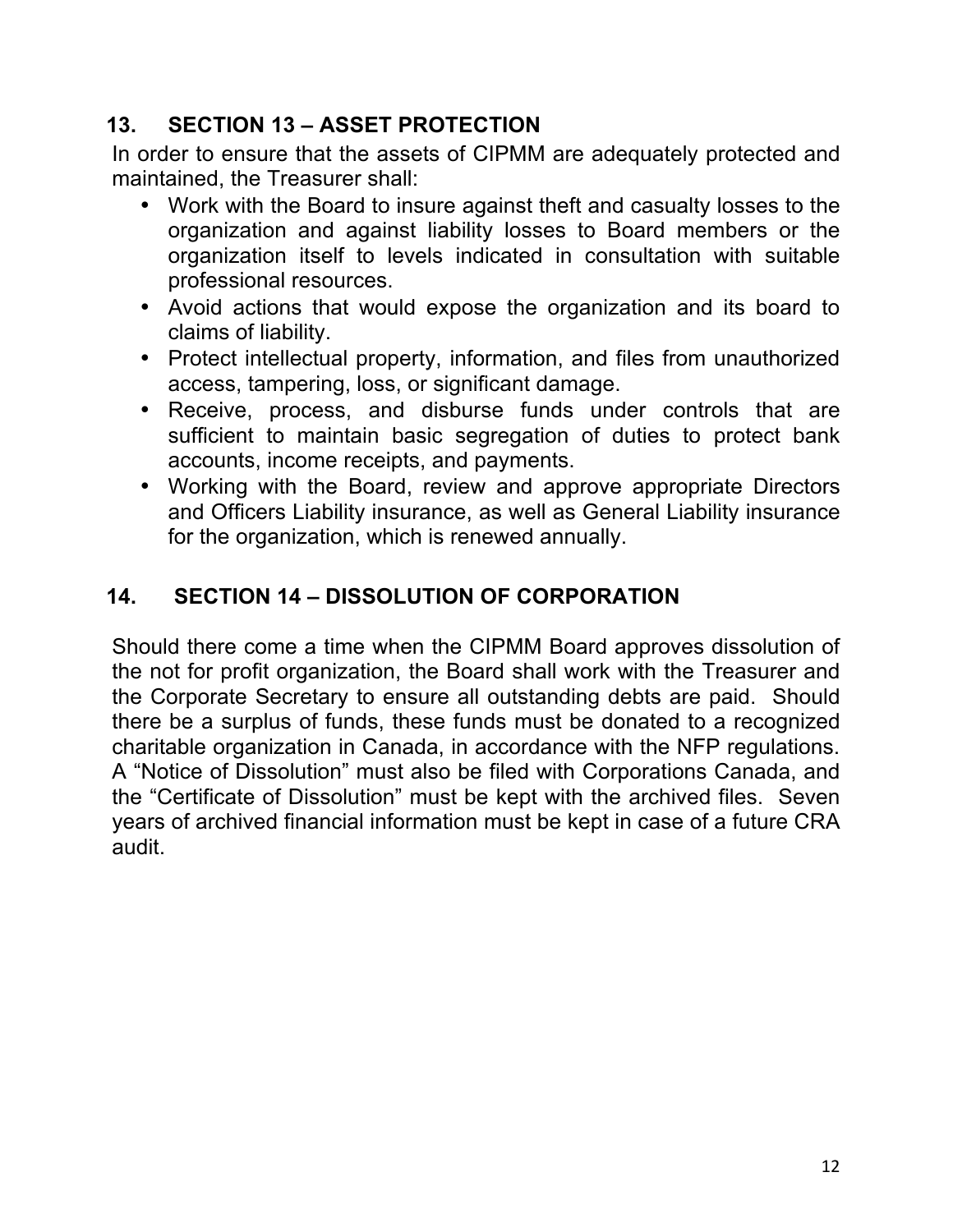## 13. SECTION 13 – ASSET PROTECTION

In order to ensure that the assets of CIPMM are adequately protected and maintained, the Treasurer shall:

- Work with the Board to insure against theft and casualty losses to the organization and against liability losses to Board members or the organization itself to levels indicated in consultation with suitable professional resources.
- Avoid actions that would expose the organization and its board to claims of liability.
- Protect intellectual property, information, and files from unauthorized access, tampering, loss, or significant damage.
- Receive, process, and disburse funds under controls that are sufficient to maintain basic segregation of duties to protect bank accounts, income receipts, and payments.
- Working with the Board, review and approve appropriate Directors and Officers Liability insurance, as well as General Liability insurance for the organization, which is renewed annually.

## 14. SECTION 14 – DISSOLUTION OF CORPORATION

Should there come a time when the CIPMM Board approves dissolution of the not for profit organization, the Board shall work with the Treasurer and the Corporate Secretary to ensure all outstanding debts are paid. Should there be a surplus of funds, these funds must be donated to a recognized charitable organization in Canada, in accordance with the NFP regulations. A "Notice of Dissolution" must also be filed with Corporations Canada, and the "Certificate of Dissolution" must be kept with the archived files. Seven years of archived financial information must be kept in case of a future CRA audit.